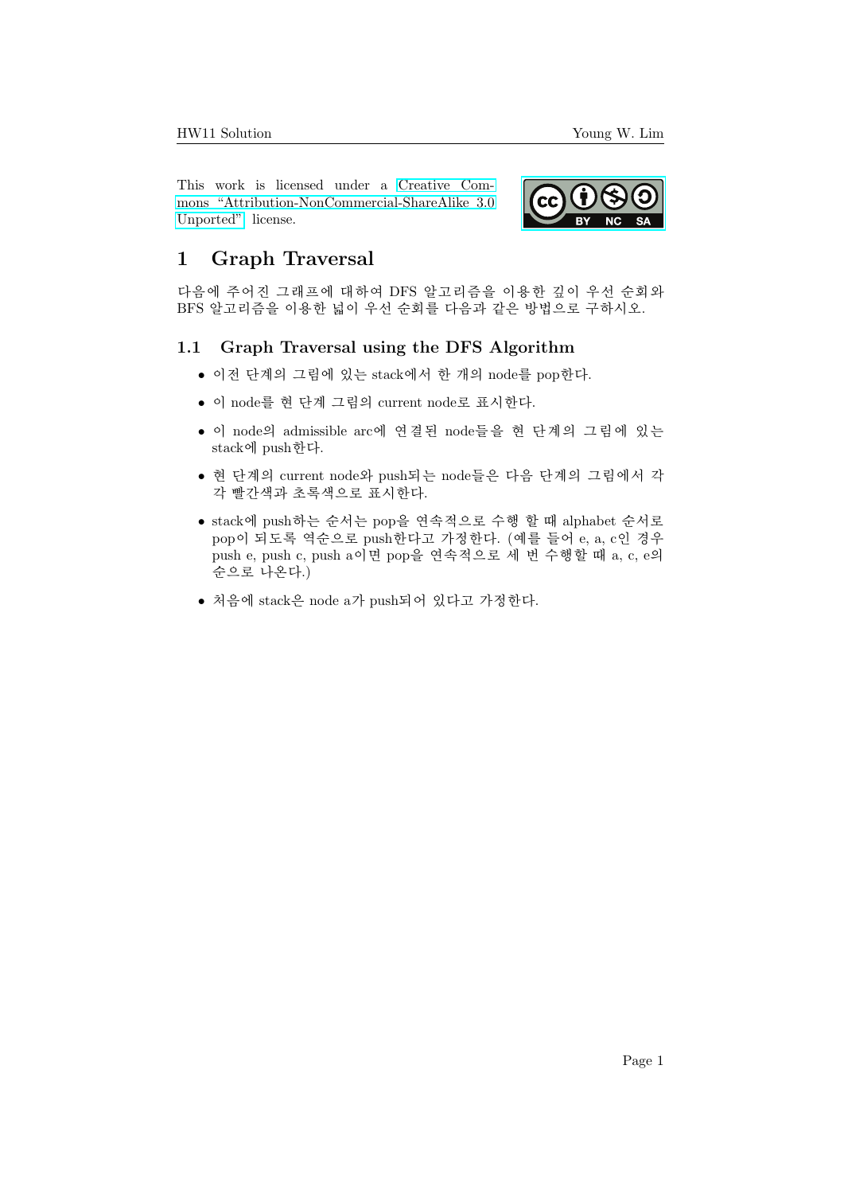This work is licensed under a Creative Commons "Attribution-NonCommercial-ShareAlike 3.0 Unported" license.

# 1 Graph Traversal

다음에 주어진 그래프에 대하여 DFS 알고리즘을 이용한 깊이 우선 순회와 BFS 알고리즘을 이용한 넓이 우선 순회를 다음과 같은 방법으로 구하시오.

## 1.1 Graph Traversal using the DFS Algorithm

- 이전 단계의 그림에 있는 stack에서 한 개의 node를 pop한다.
- 이 node를 현 단계 그림의 current node로 표시한다.
- 이 node의 admissible arc에 연결된 node들을 현 단계의 그림에 있는 stack에 push한다.
- 현 단계의 current node와 push되는 node들은 다음 단계의 그림에서 각각 빨간색과 초록색으로 표시한다.
- stack에 push하는 순서는 pop을 연속적으로 수행 할 때 alphabet 순서로 pop이 되도록 역순으로 push한다고 가정한다. (예를 들어 e, a, c인 경우 push e, push c, push a이면 pop을 연속적으로 세 번 수행할 때 a, c, e의 순으로 나온다.)
- 처음에 stack은 node a가 push되어 있다고 가정한다.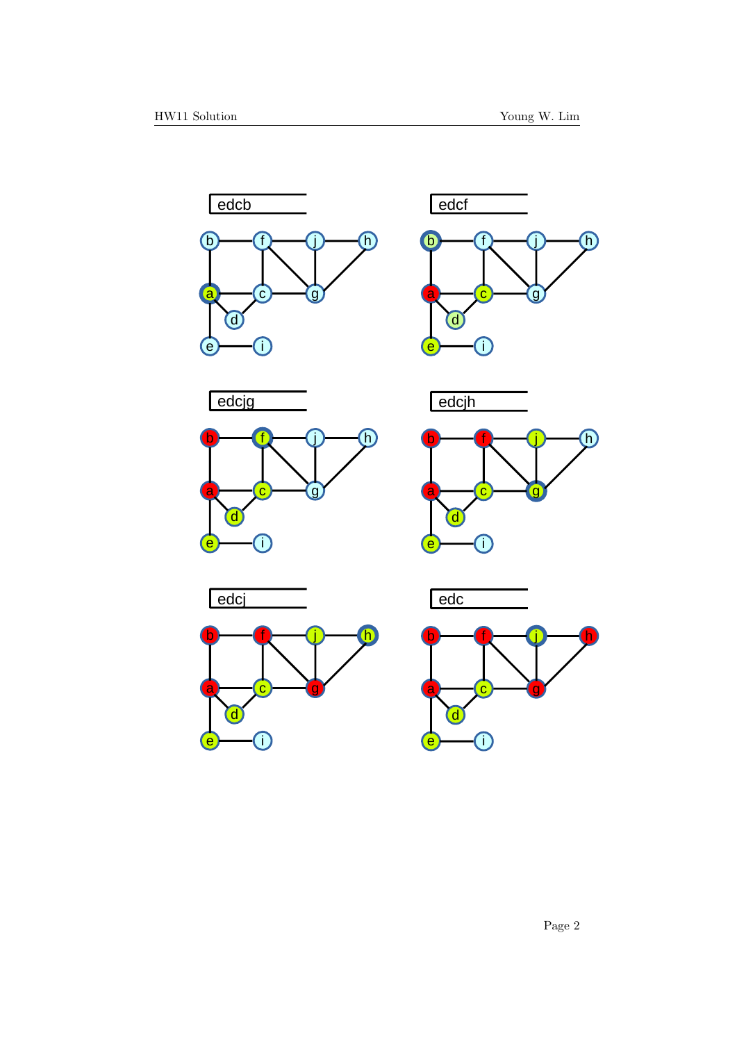edcb

edcf

edcjg

edcjh

edcj

edc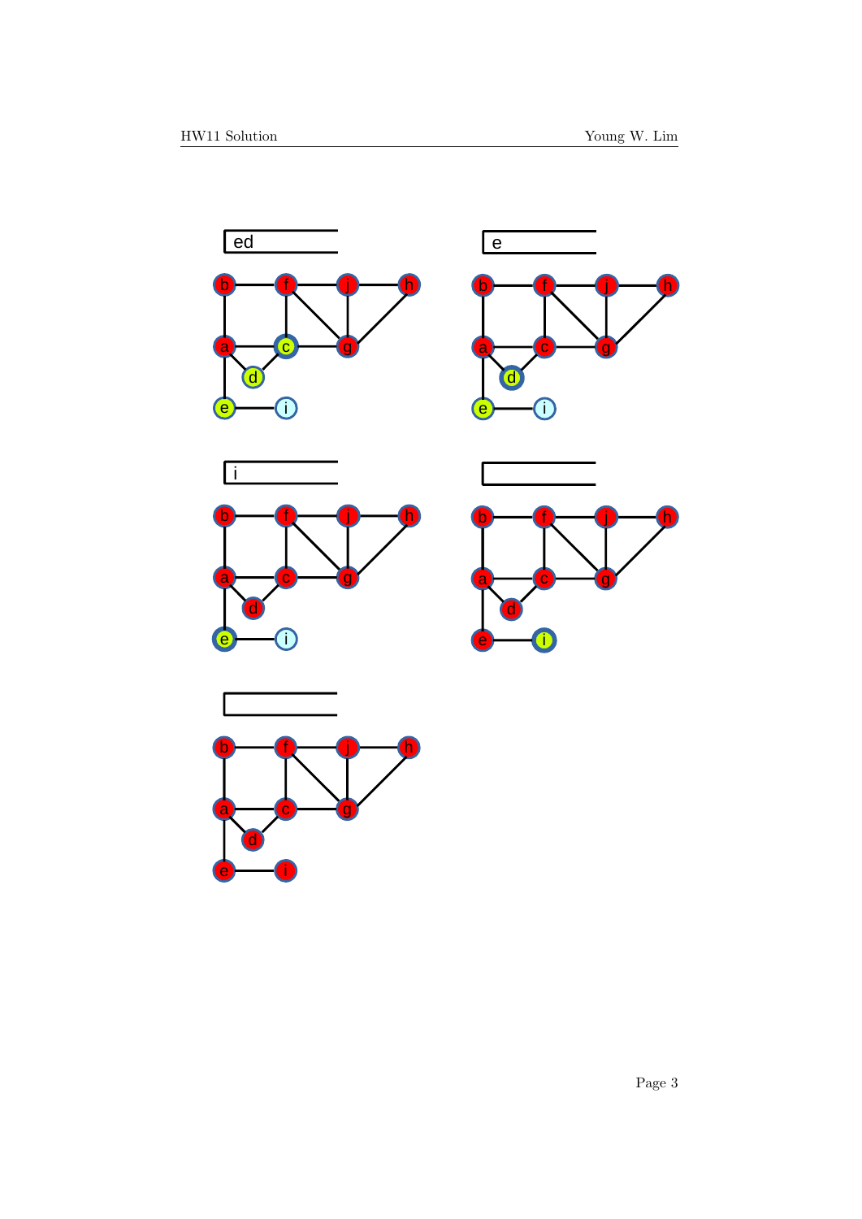ed

e

i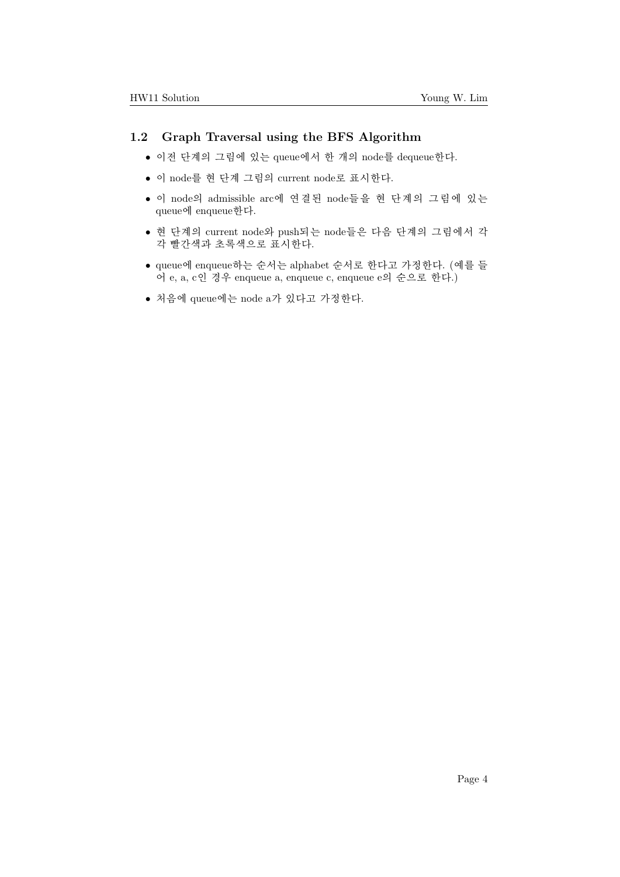## 1.2 Graph Traversal using the BFS Algorithm

- 이전 단계의 그림에 있는 queue에서 한 개의 node를 dequeue한다.
- 이 node를 현 단계 그림의 current node로 표시한다.
- 이 node의 admissible arc에 연결된 node들을 현 단계의 그림에 있는 queue에 enqueue한다.
- 현 단계의 current node와 push되는 node들은 다음 단계의 그림에서 각각 빨간색과 초록색으로 표시한다.
- queue에 enqueue하는 순서는 alphabet 순서로 한다고 가정한다. (예를 들어 e, a, c인 경우 enqueue a, enqueue c, enqueue e의 순으로 한다.)
- 처음에 queue에는 node a가 있다고 가정한다.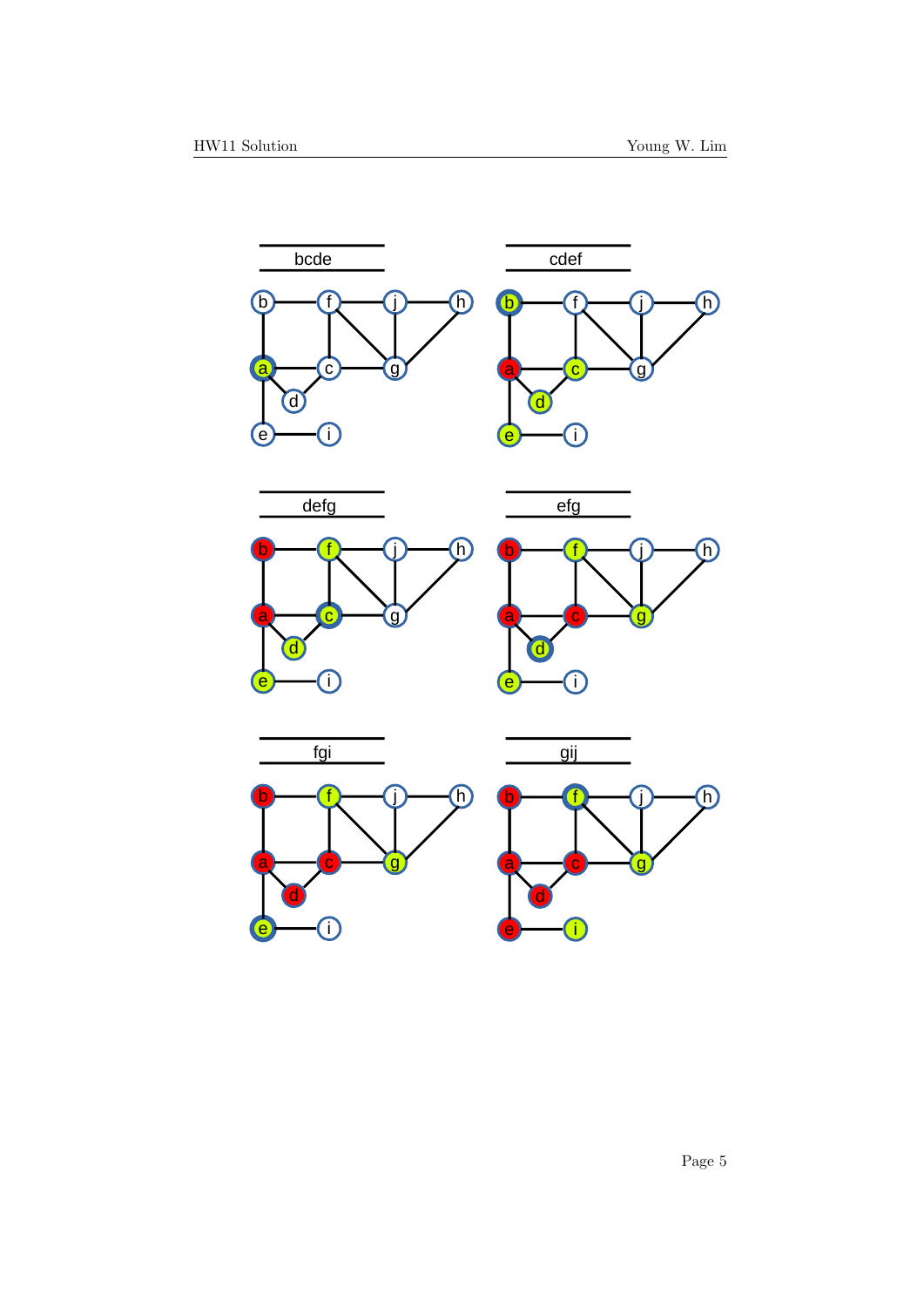bcde

cdef

defg

efg

fgi

gij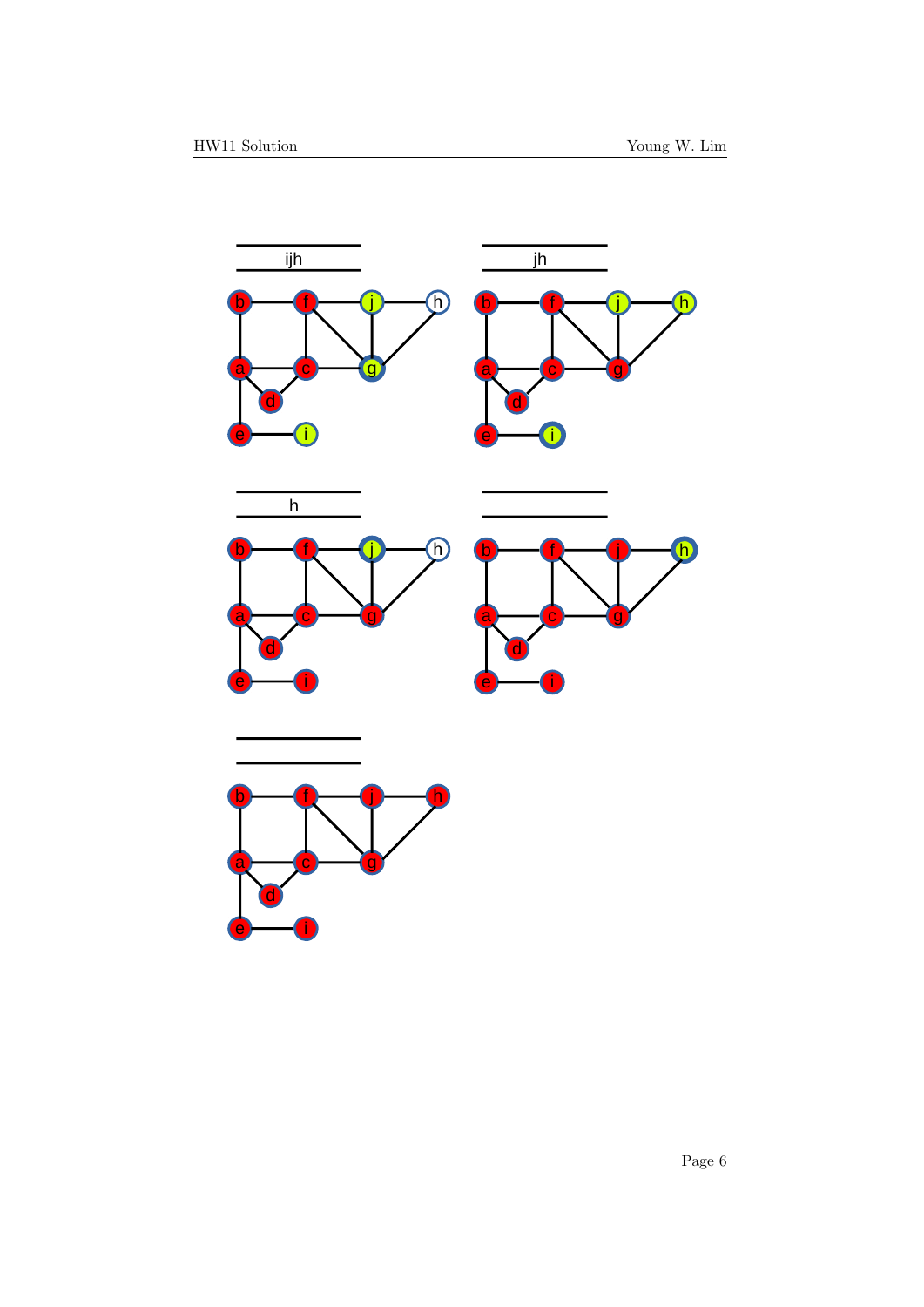ijh

b f j h
a c g
d
e i

jh

b f j h
a c g
d
e i

h

b f j h
a c g
d
e i

b f j h
a c g
d
e i

b f j h
a c g
d
e i